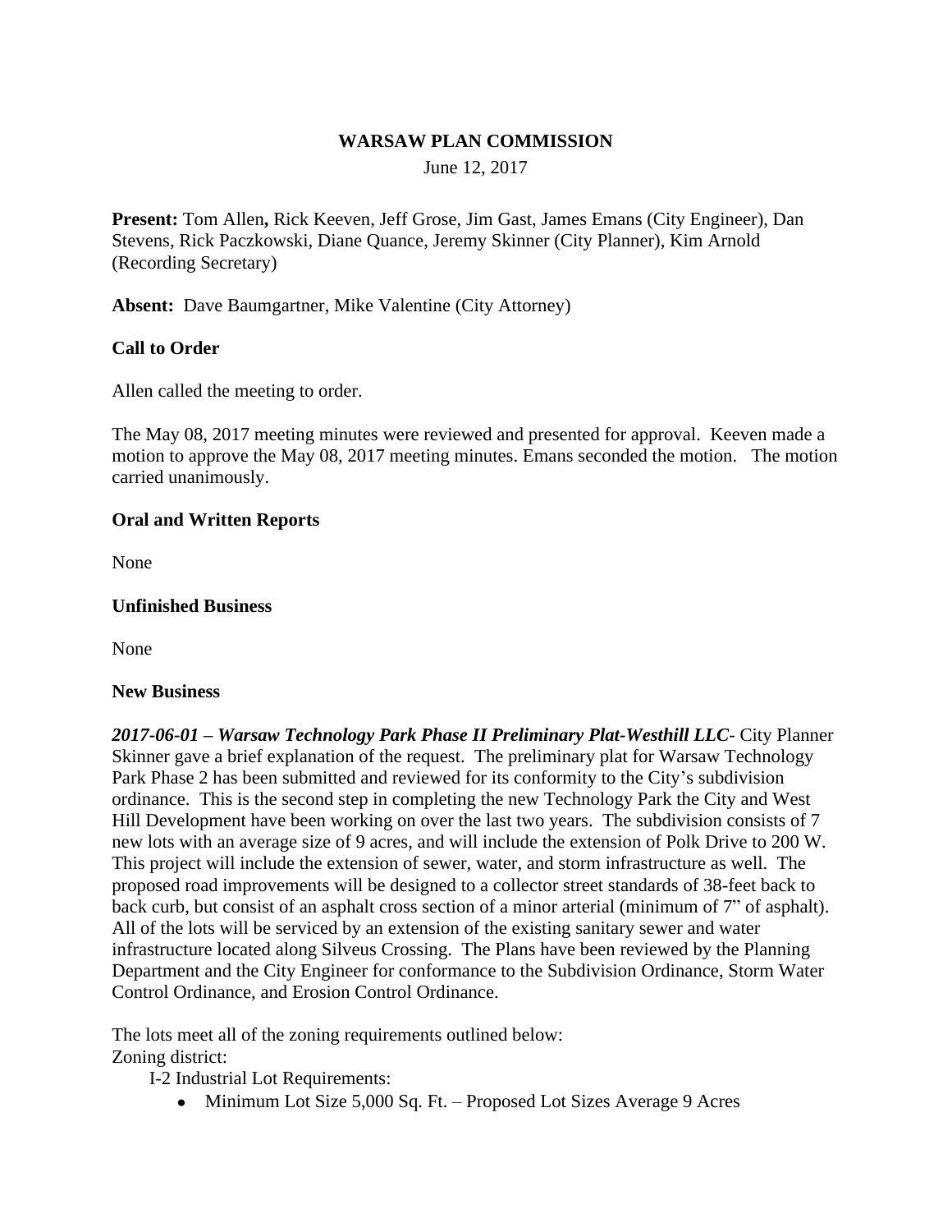**WARSAW PLAN COMMISSION**

June 12, 2017

**Present:** Tom Allen**,** Rick Keeven, Jeff Grose, Jim Gast, James Emans (City Engineer), Dan Stevens, Rick Paczkowski, Diane Quance, Jeremy Skinner (City Planner), Kim Arnold (Recording Secretary)

**Absent:** Dave Baumgartner, Mike Valentine (City Attorney)

**Call to Order**

Allen called the meeting to order.

The May 08, 2017 meeting minutes were reviewed and presented for approval. Keeven made a motion to approve the May 08, 2017 meeting minutes. Emans seconded the motion. The motion carried unanimously.

**Oral and Written Reports**

None

**Unfinished Business**

None

**New Business**

***2017-06-01 – Warsaw Technology Park Phase II Preliminary Plat-Westhill LLC***- City Planner Skinner gave a brief explanation of the request. The preliminary plat for Warsaw Technology Park Phase 2 has been submitted and reviewed for its conformity to the City's subdivision ordinance. This is the second step in completing the new Technology Park the City and West Hill Development have been working on over the last two years. The subdivision consists of 7 new lots with an average size of 9 acres, and will include the extension of Polk Drive to 200 W. This project will include the extension of sewer, water, and storm infrastructure as well. The proposed road improvements will be designed to a collector street standards of 38-feet back to back curb, but consist of an asphalt cross section of a minor arterial (minimum of 7" of asphalt). All of the lots will be serviced by an extension of the existing sanitary sewer and water infrastructure located along Silveus Crossing. The Plans have been reviewed by the Planning Department and the City Engineer for conformance to the Subdivision Ordinance, Storm Water Control Ordinance, and Erosion Control Ordinance.

The lots meet all of the zoning requirements outlined below:
Zoning district:

I-2 Industrial Lot Requirements:

- Minimum Lot Size 5,000 Sq. Ft. – Proposed Lot Sizes Average 9 Acres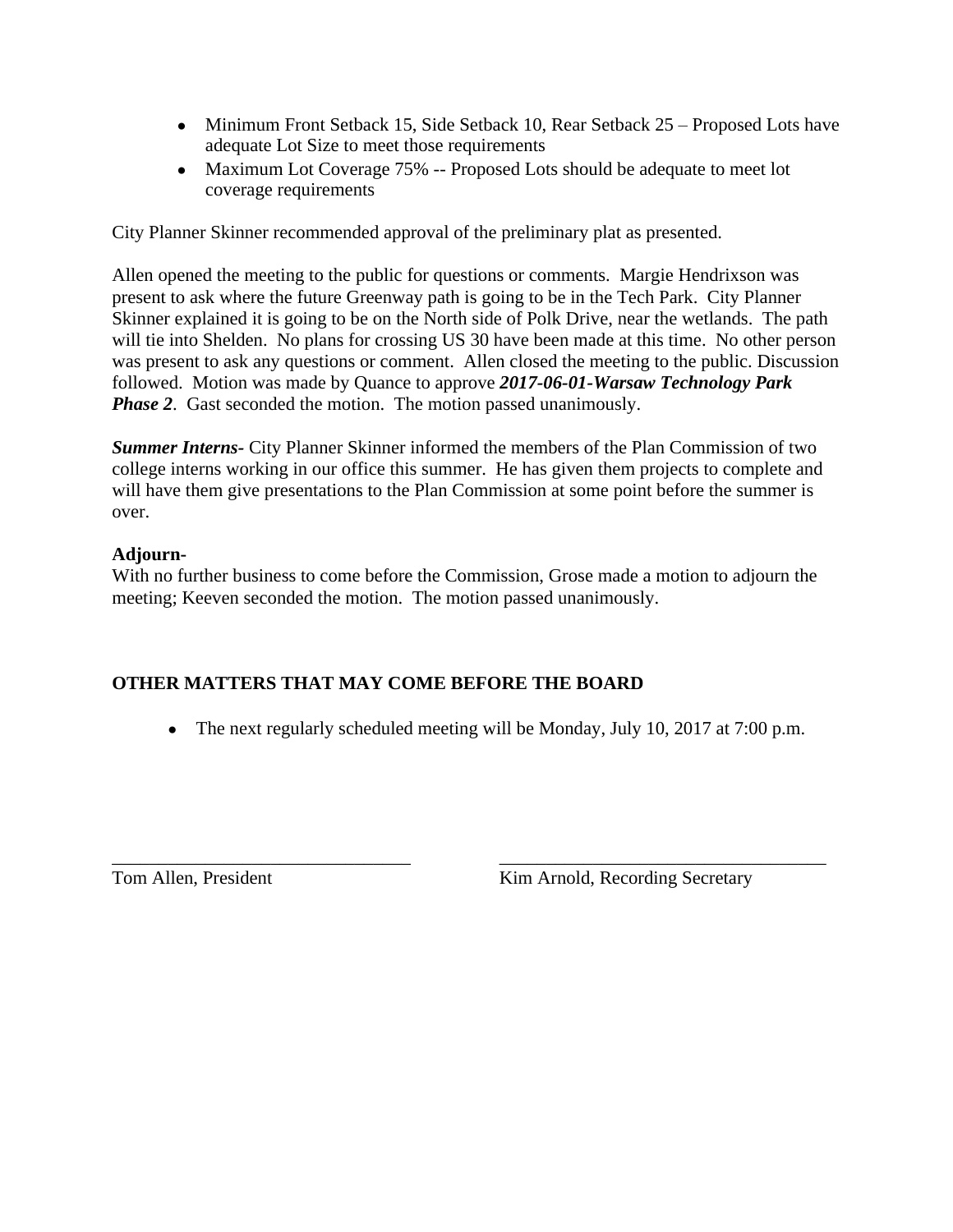- Minimum Front Setback 15, Side Setback 10, Rear Setback 25 – Proposed Lots have adequate Lot Size to meet those requirements
- Maximum Lot Coverage 75% -- Proposed Lots should be adequate to meet lot coverage requirements

City Planner Skinner recommended approval of the preliminary plat as presented.

Allen opened the meeting to the public for questions or comments. Margie Hendrixson was present to ask where the future Greenway path is going to be in the Tech Park. City Planner Skinner explained it is going to be on the North side of Polk Drive, near the wetlands. The path will tie into Shelden. No plans for crossing US 30 have been made at this time. No other person was present to ask any questions or comment. Allen closed the meeting to the public. Discussion followed. Motion was made by Quance to approve ***2017-06-01-Warsaw Technology Park Phase 2***. Gast seconded the motion. The motion passed unanimously.

***Summer Interns-*** City Planner Skinner informed the members of the Plan Commission of two college interns working in our office this summer. He has given them projects to complete and will have them give presentations to the Plan Commission at some point before the summer is over.

**Adjourn-**

With no further business to come before the Commission, Grose made a motion to adjourn the meeting; Keeven seconded the motion. The motion passed unanimously.

**OTHER MATTERS THAT MAY COME BEFORE THE BOARD**

- The next regularly scheduled meeting will be Monday, July 10, 2017 at 7:00 p.m.

_______________________________ _________________________________

Tom Allen, President Kim Arnold, Recording Secretary